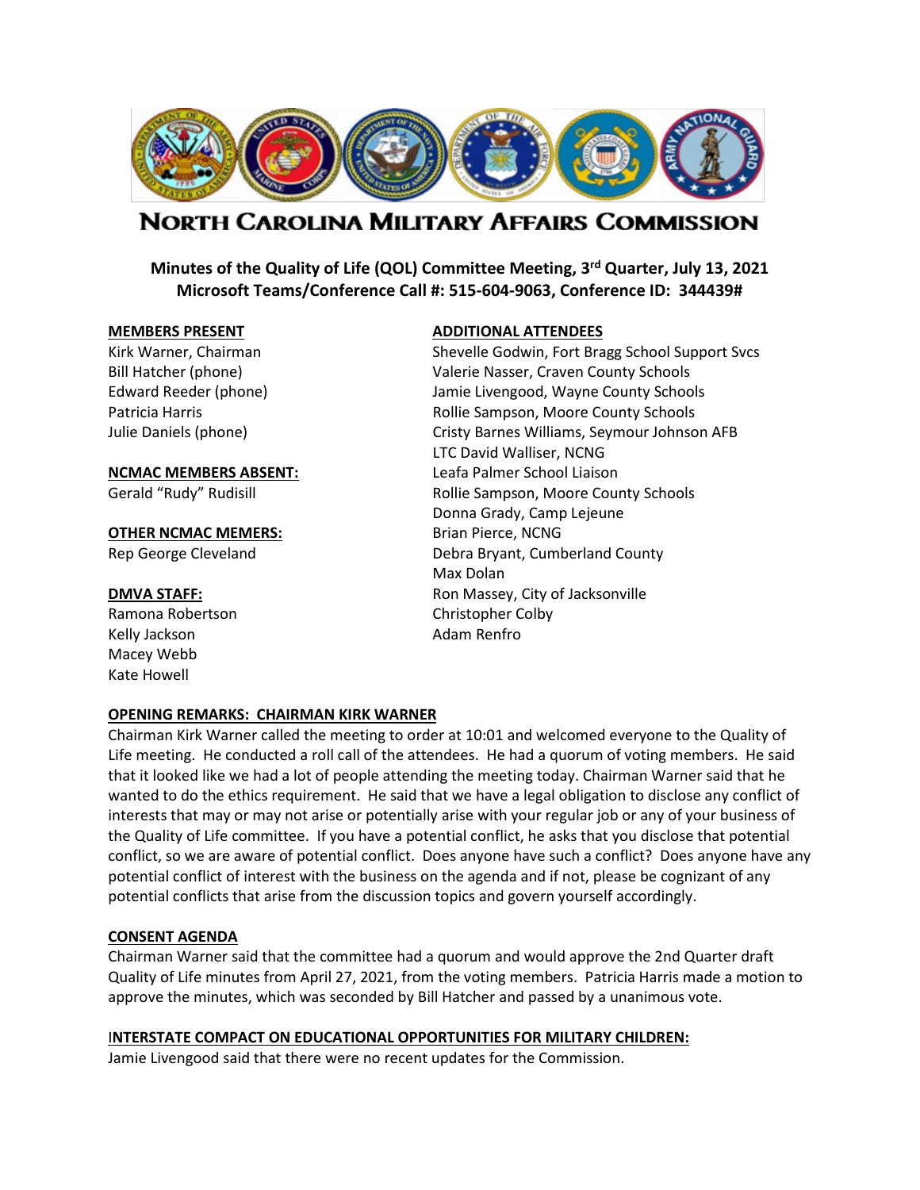# NORTH CAROLINA MILITARY AFFAIRS COMMISSION

**Minutes of the Quality of Life (QOL) Committee Meeting, 3rd Quarter, July 13, 2021**
**Microsoft Teams/Conference Call #: 515-604-9063, Conference ID: 344439#**

**MEMBERS PRESENT**
Kirk Warner, Chairman
Bill Hatcher (phone)
Edward Reeder (phone)
Patricia Harris
Julie Daniels (phone)

**NCMAC MEMBERS ABSENT:**
Gerald "Rudy" Rudisill

**OTHER NCMAC MEMERS:**
Rep George Cleveland

**DMVA STAFF:**
Ramona Robertson
Kelly Jackson
Macey Webb
Kate Howell

**ADDITIONAL ATTENDEES**
Shevelle Godwin, Fort Bragg School Support Svcs
Valerie Nasser, Craven County Schools
Jamie Livengood, Wayne County Schools
Rollie Sampson, Moore County Schools
Cristy Barnes Williams, Seymour Johnson AFB
LTC David Walliser, NCNG
Leafa Palmer School Liaison
Rollie Sampson, Moore County Schools
Donna Grady, Camp Lejeune
Brian Pierce, NCNG
Debra Bryant, Cumberland County
Max Dolan
Ron Massey, City of Jacksonville
Christopher Colby
Adam Renfro

**OPENING REMARKS: CHAIRMAN KIRK WARNER**

Chairman Kirk Warner called the meeting to order at 10:01 and welcomed everyone to the Quality of Life meeting. He conducted a roll call of the attendees. He had a quorum of voting members. He said that it looked like we had a lot of people attending the meeting today. Chairman Warner said that he wanted to do the ethics requirement. He said that we have a legal obligation to disclose any conflict of interests that may or may not arise or potentially arise with your regular job or any of your business of the Quality of Life committee. If you have a potential conflict, he asks that you disclose that potential conflict, so we are aware of potential conflict. Does anyone have such a conflict? Does anyone have any potential conflict of interest with the business on the agenda and if not, please be cognizant of any potential conflicts that arise from the discussion topics and govern yourself accordingly.

**CONSENT AGENDA**

Chairman Warner said that the committee had a quorum and would approve the 2nd Quarter draft Quality of Life minutes from April 27, 2021, from the voting members. Patricia Harris made a motion to approve the minutes, which was seconded by Bill Hatcher and passed by a unanimous vote.

**INTERSTATE COMPACT ON EDUCATIONAL OPPORTUNITIES FOR MILITARY CHILDREN:**

Jamie Livengood said that there were no recent updates for the Commission.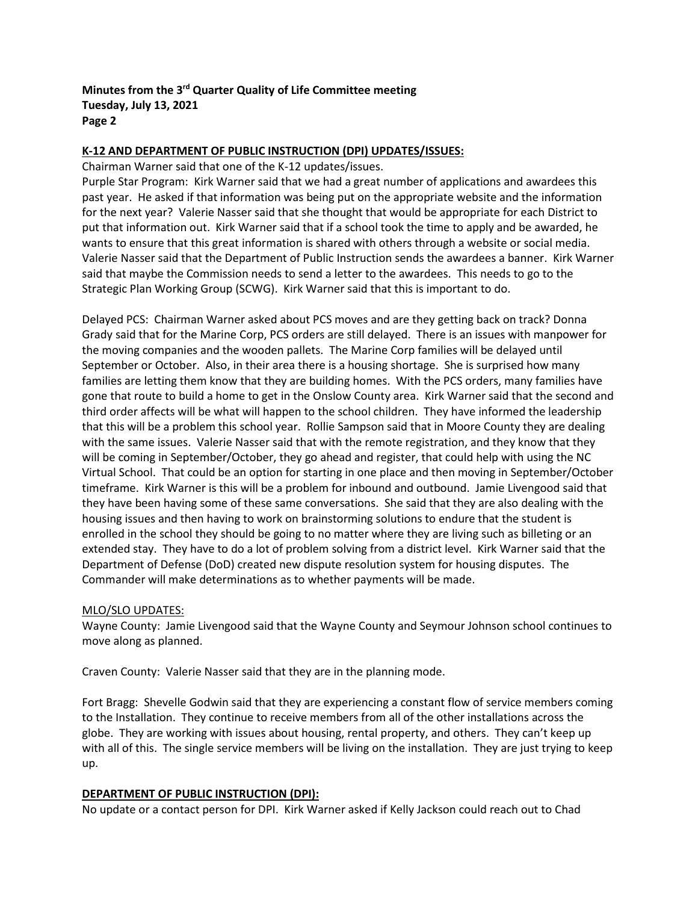**K-12 AND DEPARTMENT OF PUBLIC INSTRUCTION (DPI) UPDATES/ISSUES:**

Chairman Warner said that one of the K-12 updates/issues.

Purple Star Program: Kirk Warner said that we had a great number of applications and awardees this past year. He asked if that information was being put on the appropriate website and the information for the next year? Valerie Nasser said that she thought that would be appropriate for each District to put that information out. Kirk Warner said that if a school took the time to apply and be awarded, he wants to ensure that this great information is shared with others through a website or social media. Valerie Nasser said that the Department of Public Instruction sends the awardees a banner. Kirk Warner said that maybe the Commission needs to send a letter to the awardees. This needs to go to the Strategic Plan Working Group (SCWG). Kirk Warner said that this is important to do.

Delayed PCS: Chairman Warner asked about PCS moves and are they getting back on track? Donna Grady said that for the Marine Corp, PCS orders are still delayed. There is an issues with manpower for the moving companies and the wooden pallets. The Marine Corp families will be delayed until September or October. Also, in their area there is a housing shortage. She is surprised how many families are letting them know that they are building homes. With the PCS orders, many families have gone that route to build a home to get in the Onslow County area. Kirk Warner said that the second and third order affects will be what will happen to the school children. They have informed the leadership that this will be a problem this school year. Rollie Sampson said that in Moore County they are dealing with the same issues. Valerie Nasser said that with the remote registration, and they know that they will be coming in September/October, they go ahead and register, that could help with using the NC Virtual School. That could be an option for starting in one place and then moving in September/October timeframe. Kirk Warner is this will be a problem for inbound and outbound. Jamie Livengood said that they have been having some of these same conversations. She said that they are also dealing with the housing issues and then having to work on brainstorming solutions to endure that the student is enrolled in the school they should be going to no matter where they are living such as billeting or an extended stay. They have to do a lot of problem solving from a district level. Kirk Warner said that the Department of Defense (DoD) created new dispute resolution system for housing disputes. The Commander will make determinations as to whether payments will be made.

MLO/SLO UPDATES:

Wayne County: Jamie Livengood said that the Wayne County and Seymour Johnson school continues to move along as planned.

Craven County: Valerie Nasser said that they are in the planning mode.

Fort Bragg: Shevelle Godwin said that they are experiencing a constant flow of service members coming to the Installation. They continue to receive members from all of the other installations across the globe. They are working with issues about housing, rental property, and others. They can't keep up with all of this. The single service members will be living on the installation. They are just trying to keep up.

**DEPARTMENT OF PUBLIC INSTRUCTION (DPI):**

No update or a contact person for DPI. Kirk Warner asked if Kelly Jackson could reach out to Chad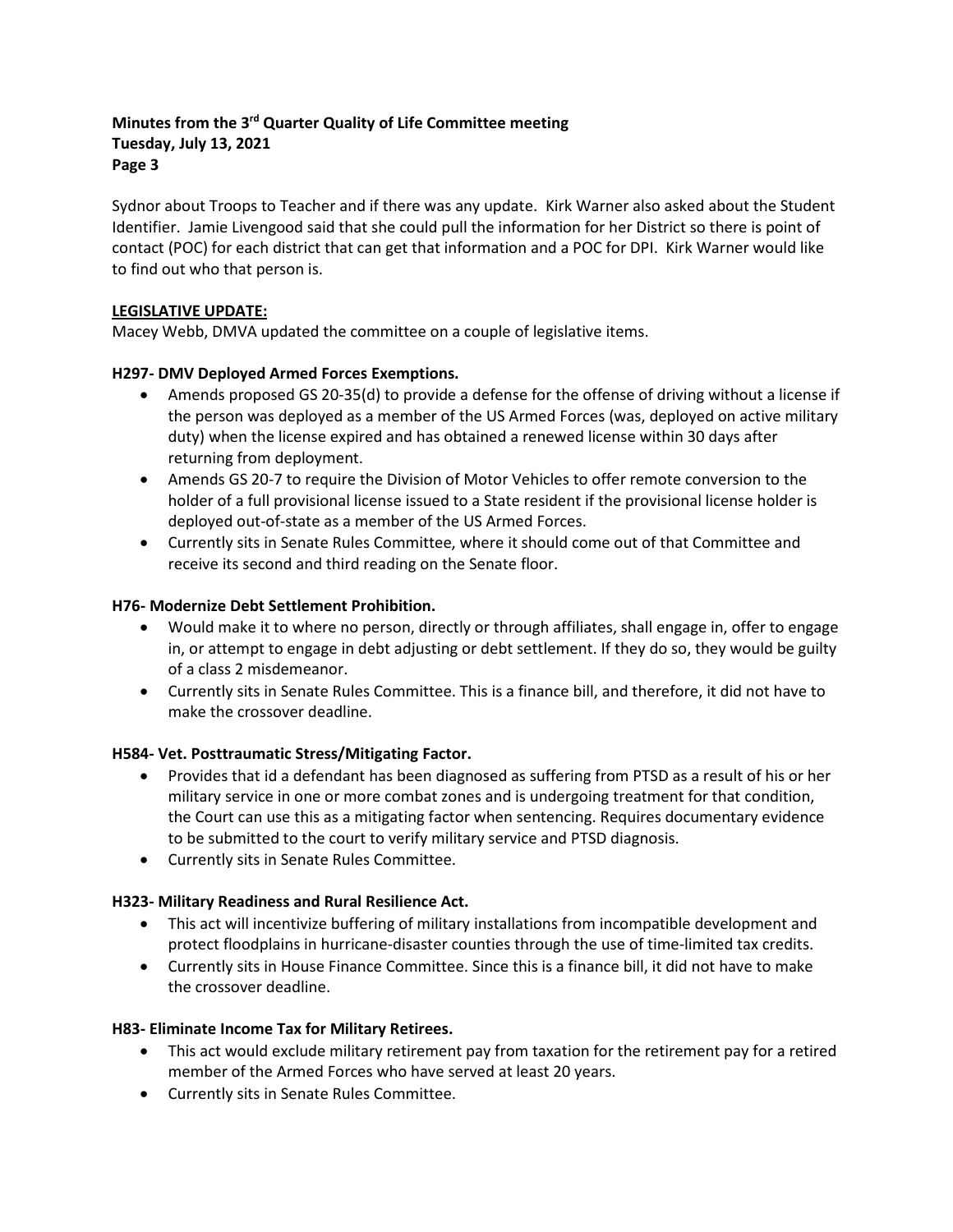Sydnor about Troops to Teacher and if there was any update. Kirk Warner also asked about the Student Identifier. Jamie Livengood said that she could pull the information for her District so there is point of contact (POC) for each district that can get that information and a POC for DPI. Kirk Warner would like to find out who that person is.

**LEGISLATIVE UPDATE:**

Macey Webb, DMVA updated the committee on a couple of legislative items.

**H297- DMV Deployed Armed Forces Exemptions.**

- Amends proposed GS 20-35(d) to provide a defense for the offense of driving without a license if the person was deployed as a member of the US Armed Forces (was, deployed on active military duty) when the license expired and has obtained a renewed license within 30 days after returning from deployment.
- Amends GS 20-7 to require the Division of Motor Vehicles to offer remote conversion to the holder of a full provisional license issued to a State resident if the provisional license holder is deployed out-of-state as a member of the US Armed Forces.
- Currently sits in Senate Rules Committee, where it should come out of that Committee and receive its second and third reading on the Senate floor.

**H76- Modernize Debt Settlement Prohibition.**

- Would make it to where no person, directly or through affiliates, shall engage in, offer to engage in, or attempt to engage in debt adjusting or debt settlement. If they do so, they would be guilty of a class 2 misdemeanor.
- Currently sits in Senate Rules Committee. This is a finance bill, and therefore, it did not have to make the crossover deadline.

**H584- Vet. Posttraumatic Stress/Mitigating Factor.**

- Provides that id a defendant has been diagnosed as suffering from PTSD as a result of his or her military service in one or more combat zones and is undergoing treatment for that condition, the Court can use this as a mitigating factor when sentencing. Requires documentary evidence to be submitted to the court to verify military service and PTSD diagnosis.
- Currently sits in Senate Rules Committee.

**H323- Military Readiness and Rural Resilience Act.**

- This act will incentivize buffering of military installations from incompatible development and protect floodplains in hurricane-disaster counties through the use of time-limited tax credits.
- Currently sits in House Finance Committee. Since this is a finance bill, it did not have to make the crossover deadline.

**H83- Eliminate Income Tax for Military Retirees.**

- This act would exclude military retirement pay from taxation for the retirement pay for a retired member of the Armed Forces who have served at least 20 years.
- Currently sits in Senate Rules Committee.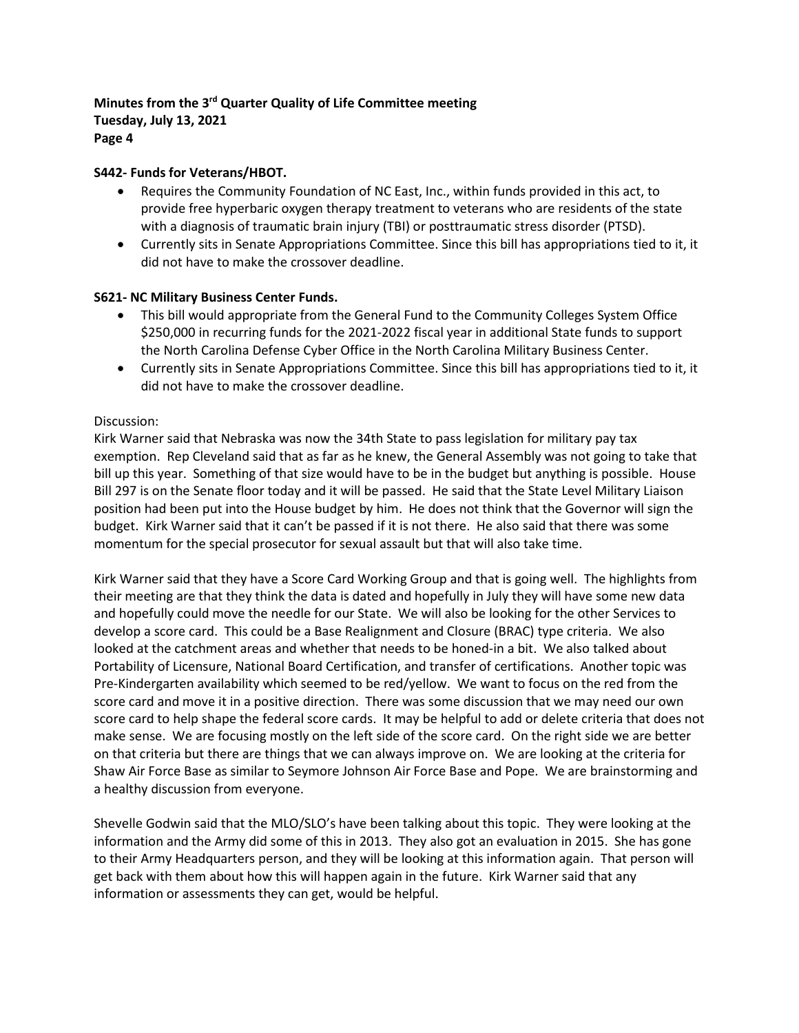**Minutes from the 3rd Quarter Quality of Life Committee meeting**
**Tuesday, July 13, 2021**
**Page 4**

**S442- Funds for Veterans/HBOT.**

- Requires the Community Foundation of NC East, Inc., within funds provided in this act, to provide free hyperbaric oxygen therapy treatment to veterans who are residents of the state with a diagnosis of traumatic brain injury (TBI) or posttraumatic stress disorder (PTSD).
- Currently sits in Senate Appropriations Committee. Since this bill has appropriations tied to it, it did not have to make the crossover deadline.

**S621- NC Military Business Center Funds.**

- This bill would appropriate from the General Fund to the Community Colleges System Office $250,000 in recurring funds for the 2021-2022 fiscal year in additional State funds to support the North Carolina Defense Cyber Office in the North Carolina Military Business Center.
- Currently sits in Senate Appropriations Committee. Since this bill has appropriations tied to it, it did not have to make the crossover deadline.

Discussion:
Kirk Warner said that Nebraska was now the 34th State to pass legislation for military pay tax exemption. Rep Cleveland said that as far as he knew, the General Assembly was not going to take that bill up this year. Something of that size would have to be in the budget but anything is possible. House Bill 297 is on the Senate floor today and it will be passed. He said that the State Level Military Liaison position had been put into the House budget by him. He does not think that the Governor will sign the budget. Kirk Warner said that it can't be passed if it is not there. He also said that there was some momentum for the special prosecutor for sexual assault but that will also take time.

Kirk Warner said that they have a Score Card Working Group and that is going well. The highlights from their meeting are that they think the data is dated and hopefully in July they will have some new data and hopefully could move the needle for our State. We will also be looking for the other Services to develop a score card. This could be a Base Realignment and Closure (BRAC) type criteria. We also looked at the catchment areas and whether that needs to be honed-in a bit. We also talked about Portability of Licensure, National Board Certification, and transfer of certifications. Another topic was Pre-Kindergarten availability which seemed to be red/yellow. We want to focus on the red from the score card and move it in a positive direction. There was some discussion that we may need our own score card to help shape the federal score cards. It may be helpful to add or delete criteria that does not make sense. We are focusing mostly on the left side of the score card. On the right side we are better on that criteria but there are things that we can always improve on. We are looking at the criteria for Shaw Air Force Base as similar to Seymore Johnson Air Force Base and Pope. We are brainstorming and a healthy discussion from everyone.

Shevelle Godwin said that the MLO/SLO's have been talking about this topic. They were looking at the information and the Army did some of this in 2013. They also got an evaluation in 2015. She has gone to their Army Headquarters person, and they will be looking at this information again. That person will get back with them about how this will happen again in the future. Kirk Warner said that any information or assessments they can get, would be helpful.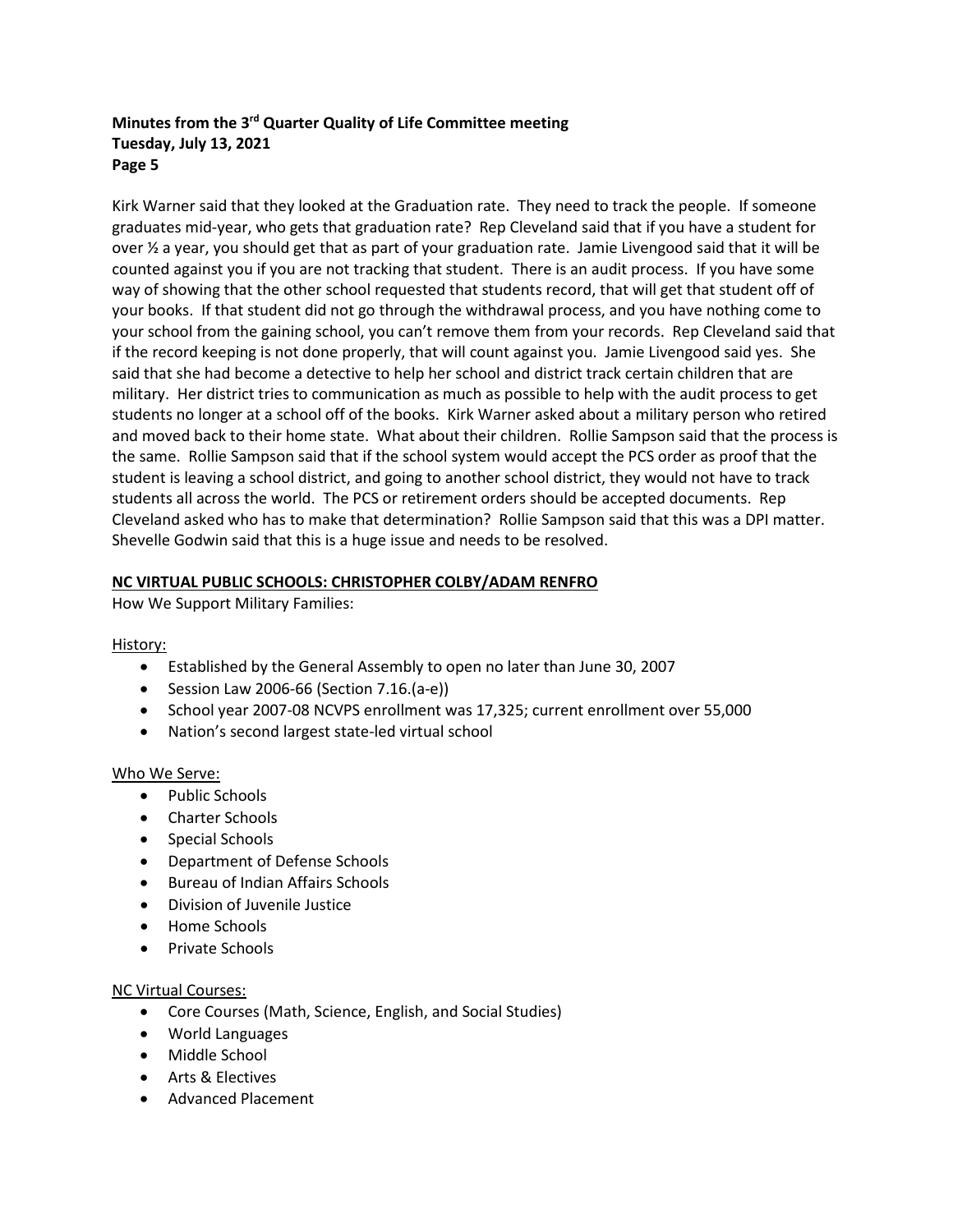Kirk Warner said that they looked at the Graduation rate. They need to track the people. If someone graduates mid-year, who gets that graduation rate? Rep Cleveland said that if you have a student for over ½ a year, you should get that as part of your graduation rate. Jamie Livengood said that it will be counted against you if you are not tracking that student. There is an audit process. If you have some way of showing that the other school requested that students record, that will get that student off of your books. If that student did not go through the withdrawal process, and you have nothing come to your school from the gaining school, you can't remove them from your records. Rep Cleveland said that if the record keeping is not done properly, that will count against you. Jamie Livengood said yes. She said that she had become a detective to help her school and district track certain children that are military. Her district tries to communication as much as possible to help with the audit process to get students no longer at a school off of the books. Kirk Warner asked about a military person who retired and moved back to their home state. What about their children. Rollie Sampson said that the process is the same. Rollie Sampson said that if the school system would accept the PCS order as proof that the student is leaving a school district, and going to another school district, they would not have to track students all across the world. The PCS or retirement orders should be accepted documents. Rep Cleveland asked who has to make that determination? Rollie Sampson said that this was a DPI matter. Shevelle Godwin said that this is a huge issue and needs to be resolved.

**NC VIRTUAL PUBLIC SCHOOLS: CHRISTOPHER COLBY/ADAM RENFRO**

How We Support Military Families:

History:

- Established by the General Assembly to open no later than June 30, 2007
- Session Law 2006-66 (Section 7.16.(a-e))
- School year 2007-08 NCVPS enrollment was 17,325; current enrollment over 55,000
- Nation's second largest state-led virtual school

Who We Serve:

- Public Schools
- Charter Schools
- Special Schools
- Department of Defense Schools
- Bureau of Indian Affairs Schools
- Division of Juvenile Justice
- Home Schools
- Private Schools

NC Virtual Courses:

- Core Courses (Math, Science, English, and Social Studies)
- World Languages
- Middle School
- Arts & Electives
- Advanced Placement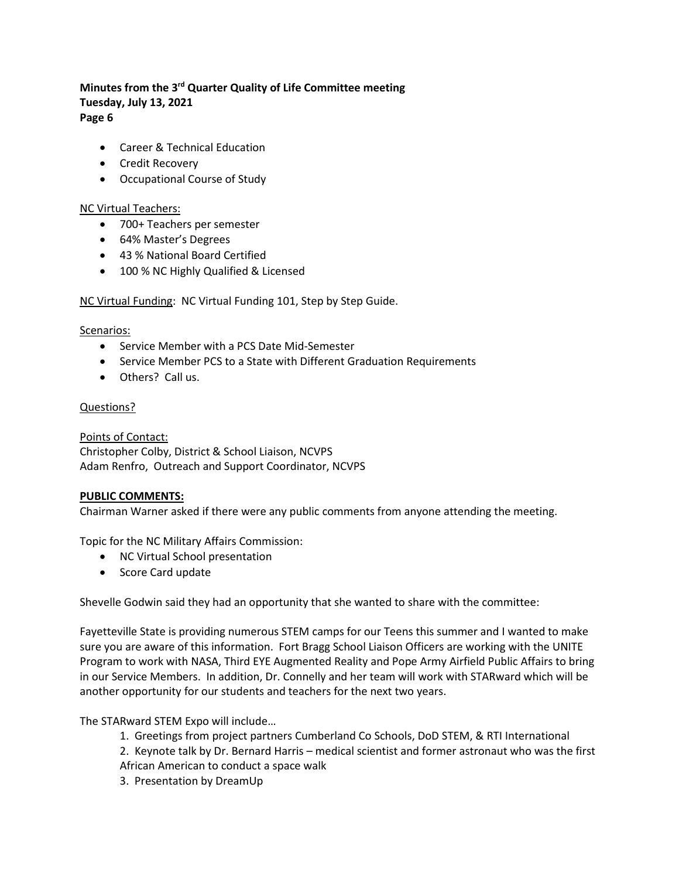- Career & Technical Education
- Credit Recovery
- Occupational Course of Study

<u>NC Virtual Teachers:</u>

- 700+ Teachers per semester
- 64% Master's Degrees
- 43 % National Board Certified
- 100 % NC Highly Qualified & Licensed

<u>NC Virtual Funding</u>: NC Virtual Funding 101, Step by Step Guide.

<u>Scenarios:</u>

- Service Member with a PCS Date Mid-Semester
- Service Member PCS to a State with Different Graduation Requirements
- Others? Call us.

<u>Questions?</u>

<u>Points of Contact:</u>
Christopher Colby, District & School Liaison, NCVPS
Adam Renfro, Outreach and Support Coordinator, NCVPS

**PUBLIC COMMENTS:**

Chairman Warner asked if there were any public comments from anyone attending the meeting.

Topic for the NC Military Affairs Commission:

- NC Virtual School presentation
- Score Card update

Shevelle Godwin said they had an opportunity that she wanted to share with the committee:

Fayetteville State is providing numerous STEM camps for our Teens this summer and I wanted to make sure you are aware of this information. Fort Bragg School Liaison Officers are working with the UNITE Program to work with NASA, Third EYE Augmented Reality and Pope Army Airfield Public Affairs to bring in our Service Members. In addition, Dr. Connelly and her team will work with STARward which will be another opportunity for our students and teachers for the next two years.

The STARward STEM Expo will include…

1. Greetings from project partners Cumberland Co Schools, DoD STEM, & RTI International
2. Keynote talk by Dr. Bernard Harris – medical scientist and former astronaut who was the first African American to conduct a space walk
3. Presentation by DreamUp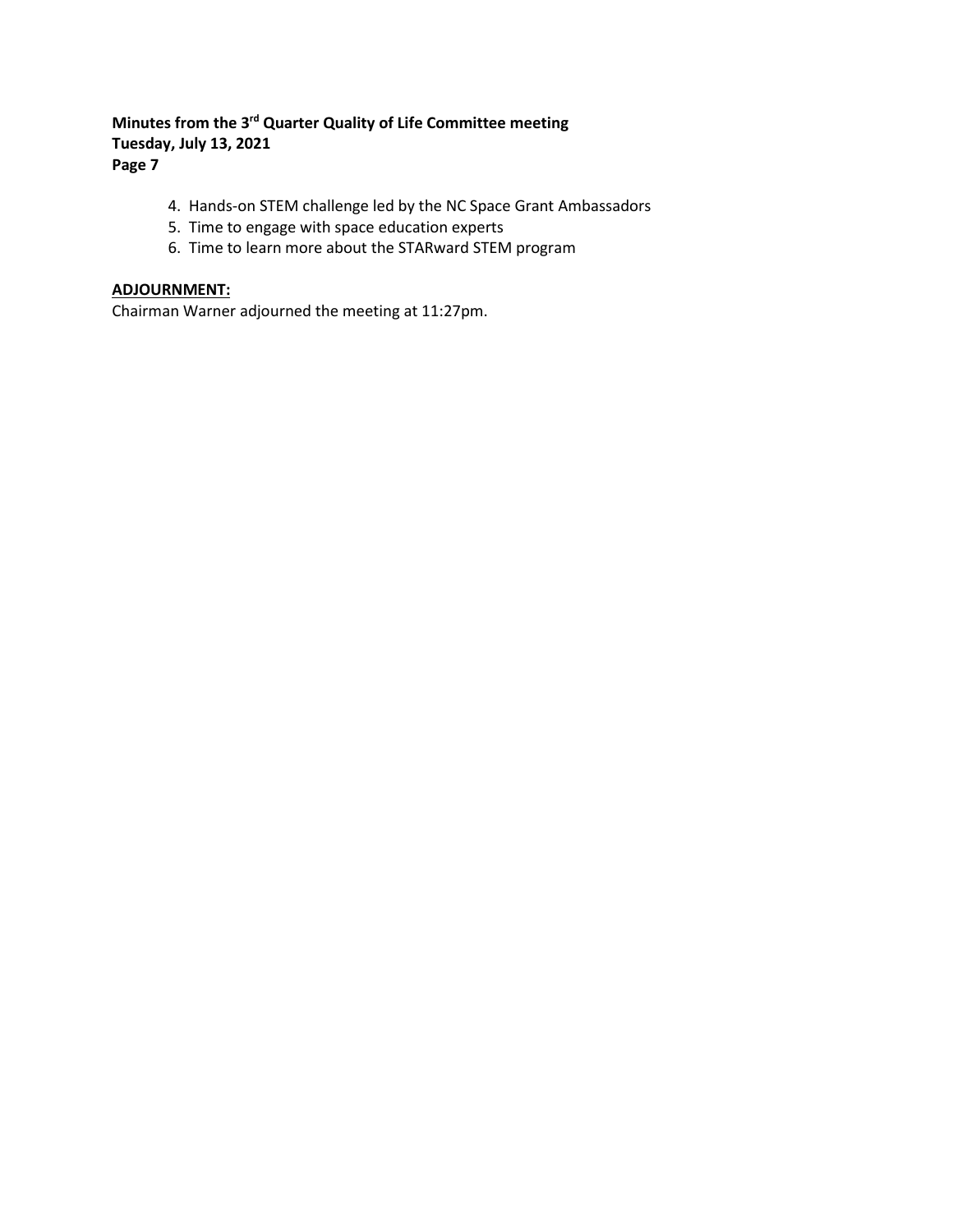4. Hands-on STEM challenge led by the NC Space Grant Ambassadors
5. Time to engage with space education experts
6. Time to learn more about the STARward STEM program

**ADJOURNMENT:**

Chairman Warner adjourned the meeting at 11:27pm.